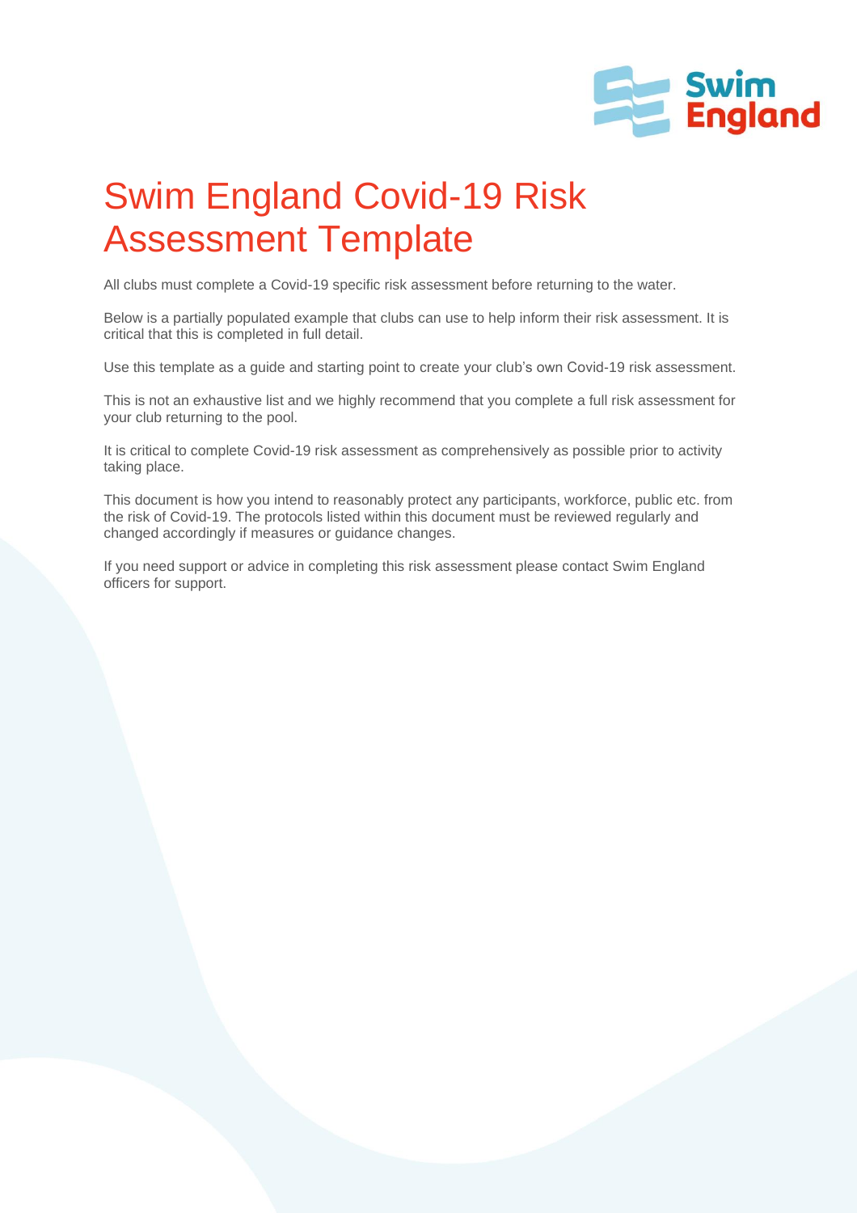# Swim England Covid-19 Risk Assessment Template

All clubs must complete a Covid-19 specific risk assessment before returning to the water.

Below is a partially populated example that clubs can use to help inform their risk assessment. It is critical that this is completed in full detail.

Use this template as a guide and starting point to create your club's own Covid-19 risk assessment.

This is not an exhaustive list and we highly recommend that you complete a full risk assessment for your club returning to the pool.

It is critical to complete Covid-19 risk assessment as comprehensively as possible prior to activity taking place.

This document is how you intend to reasonably protect any participants, workforce, public etc. from the risk of Covid-19. The protocols listed within this document must be reviewed regularly and changed accordingly if measures or guidance changes.

If you need support or advice in completing this risk assessment please contact Swim England officers for support.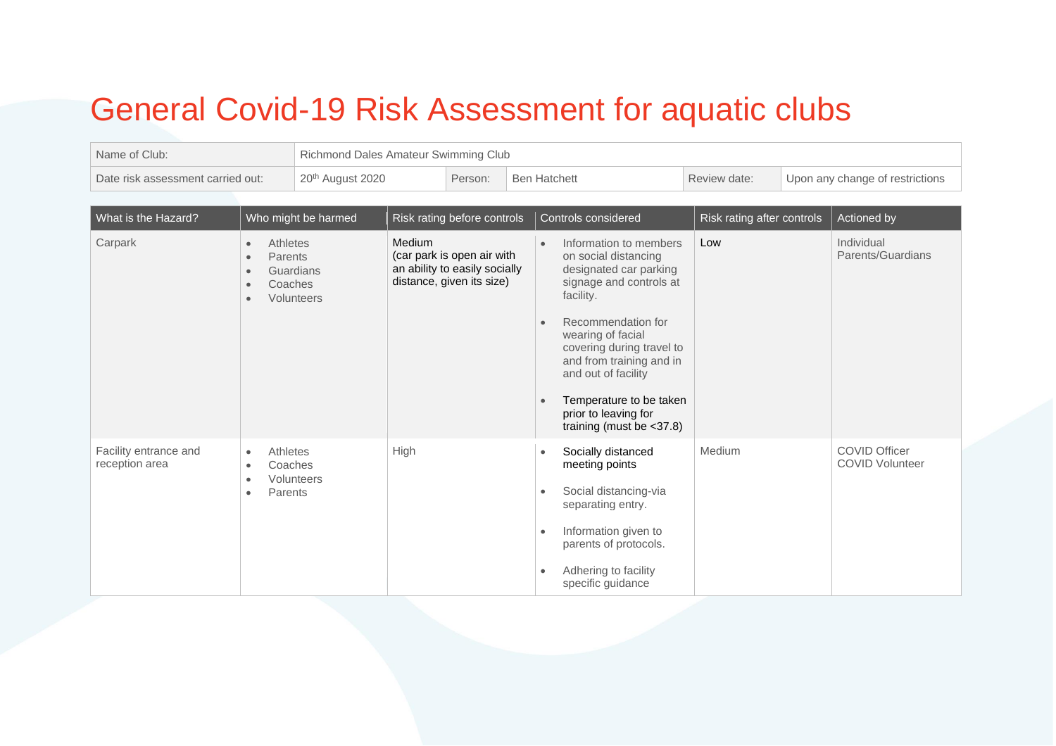# General Covid-19 Risk Assessment for aquatic clubs

| Name of Club: | Richmond Dales Amateur Swimming Club | | | | |
|---|---|---|---|---|---|
| Date risk assessment carried out: | 20th August 2020 | Person: | Ben Hatchett | Review date: | Upon any change of restrictions |

| What is the Hazard? | Who might be harmed | Risk rating before controls | Controls considered | Risk rating after controls | Actioned by |
|---|---|---|---|---|---|
| Carpark | • Athletes<br>• Parents<br>• Guardians<br>• Coaches<br>• Volunteers | Medium<br>(car park is open air with an ability to easily socially distance, given its size) | • Information to members on social distancing designated car parking signage and controls at facility.<br>• Recommendation for wearing of facial covering during travel to and from training and in and out of facility<br>• Temperature to be taken prior to leaving for training (must be <37.8) | Low | Individual Parents/Guardians |
| Facility entrance and reception area | • Athletes<br>• Coaches<br>• Volunteers<br>• Parents | High | • Socially distanced meeting points<br>• Social distancing-via separating entry.<br>• Information given to parents of protocols.<br>• Adhering to facility specific guidance | Medium | COVID Officer<br>COVID Volunteer |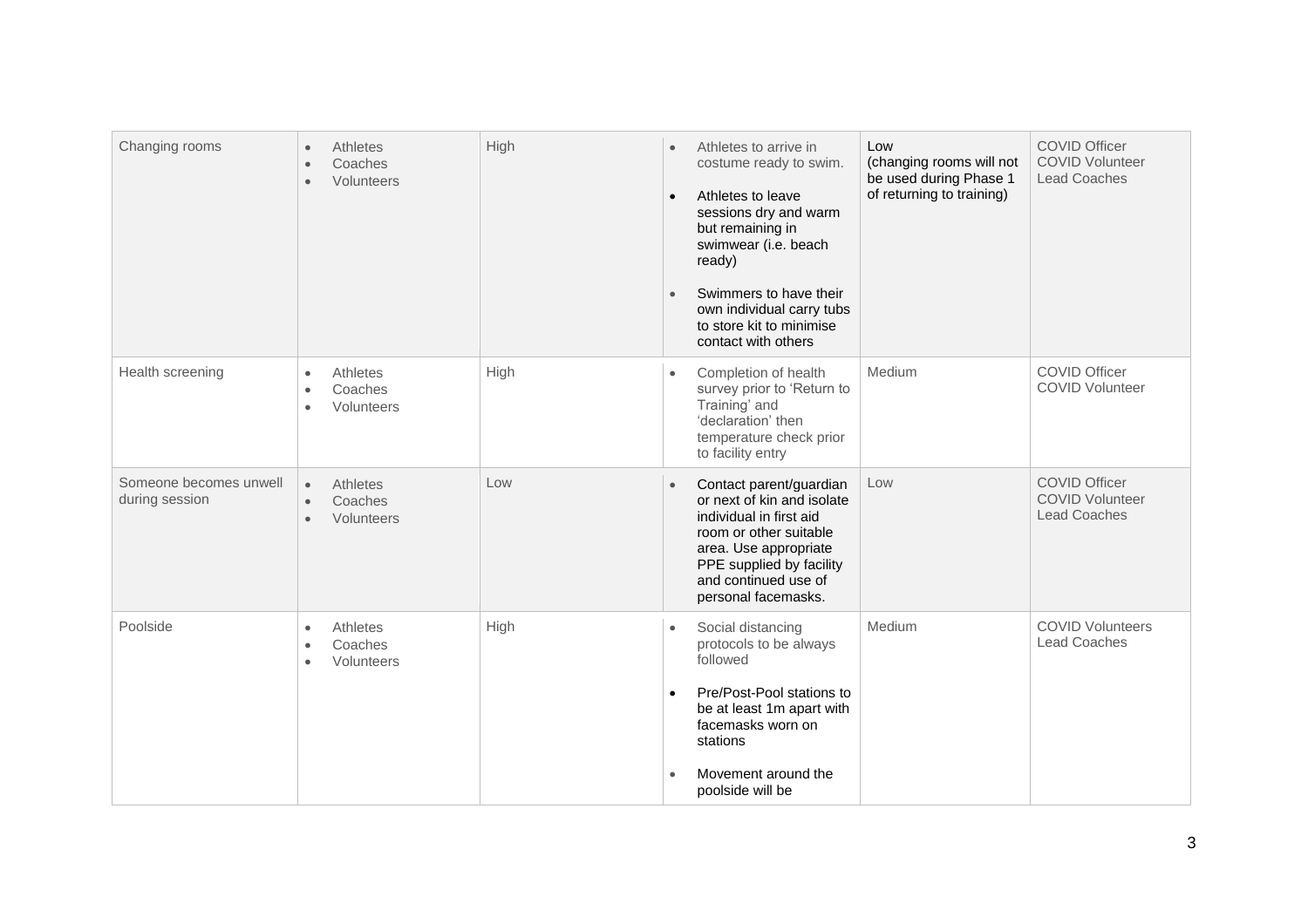| Changing rooms | • Athletes<br>• Coaches<br>• Volunteers | High | • Athletes to arrive in costume ready to swim.<br>• Athletes to leave sessions dry and warm but remaining in swimwear (i.e. beach ready)<br>• Swimmers to have their own individual carry tubs to store kit to minimise contact with others | Low (changing rooms will not be used during Phase 1 of returning to training) | COVID Officer<br>COVID Volunteer<br>Lead Coaches |
|---|---|---|---|---|---|
| Health screening | • Athletes<br>• Coaches<br>• Volunteers | High | • Completion of health survey prior to 'Return to Training' and 'declaration' then temperature check prior to facility entry | Medium | COVID Officer<br>COVID Volunteer |
| Someone becomes unwell during session | • Athletes<br>• Coaches<br>• Volunteers | Low | • Contact parent/guardian or next of kin and isolate individual in first aid room or other suitable area. Use appropriate PPE supplied by facility and continued use of personal facemasks. | Low | COVID Officer<br>COVID Volunteer<br>Lead Coaches |
| Poolside | • Athletes<br>• Coaches<br>• Volunteers | High | • Social distancing protocols to be always followed<br>• Pre/Post-Pool stations to be at least 1m apart with facemasks worn on stations<br>• Movement around the poolside will be | Medium | COVID Volunteers<br>Lead Coaches |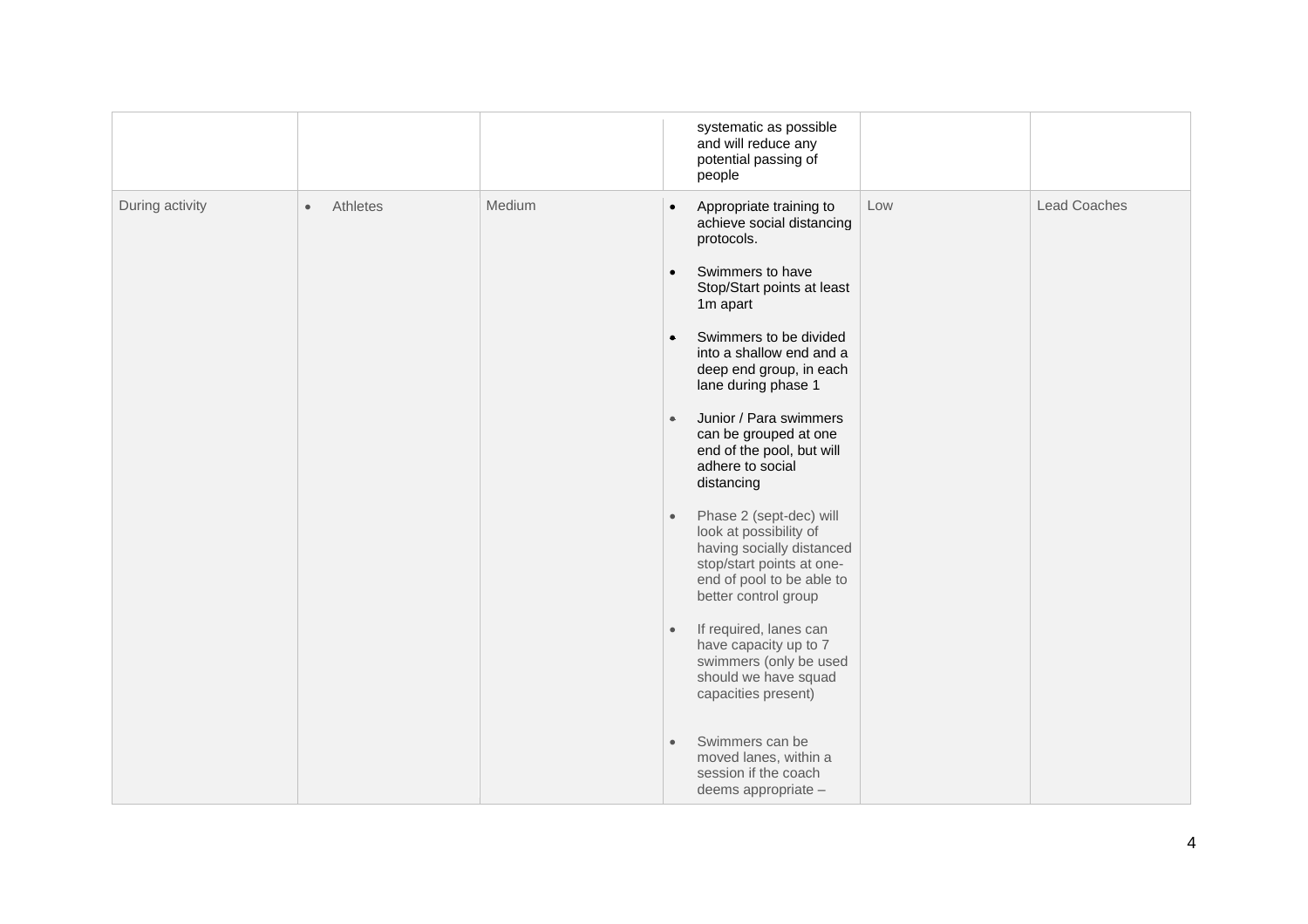| | | | | | |
|---|---|---|---|---|---|
| | | | systematic as possible and will reduce any potential passing of people | | |
| During activity | • Athletes | Medium | • Appropriate training to achieve social distancing protocols.<br><br>• Swimmers to have Stop/Start points at least 1m apart<br><br>• Swimmers to be divided into a shallow end and a deep end group, in each lane during phase 1<br><br>• Junior / Para swimmers can be grouped at one end of the pool, but will adhere to social distancing<br><br>• Phase 2 (sept-dec) will look at possibility of having socially distanced stop/start points at one-end of pool to be able to better control group<br><br>• If required, lanes can have capacity up to 7 swimmers (only be used should we have squad capacities present)<br><br>• Swimmers can be moved lanes, within a session if the coach deems appropriate – | Low | Lead Coaches |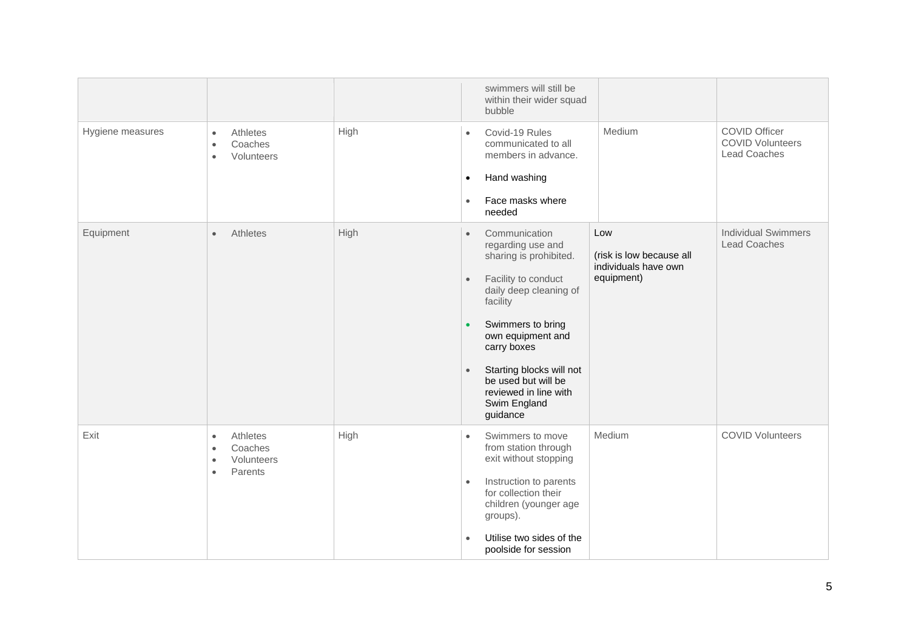| | | | | | |
|---|---|---|---|---|---|
| | | | swimmers will still be within their wider squad bubble | | |
| Hygiene measures | • Athletes<br>• Coaches<br>• Volunteers | High | • Covid-19 Rules communicated to all members in advance.<br>• Hand washing<br>• Face masks where needed | Medium | COVID Officer<br>COVID Volunteers<br>Lead Coaches |
| Equipment | • Athletes | High | • Communication regarding use and sharing is prohibited.<br>• Facility to conduct daily deep cleaning of facility<br>• Swimmers to bring own equipment and carry boxes<br>• Starting blocks will not be used but will be reviewed in line with Swim England guidance | Low<br>(risk is low because all individuals have own equipment) | Individual Swimmers<br>Lead Coaches |
| Exit | • Athletes<br>• Coaches<br>• Volunteers<br>• Parents | High | • Swimmers to move from station through exit without stopping<br>• Instruction to parents for collection their children (younger age groups).<br>• Utilise two sides of the poolside for session | Medium | COVID Volunteers |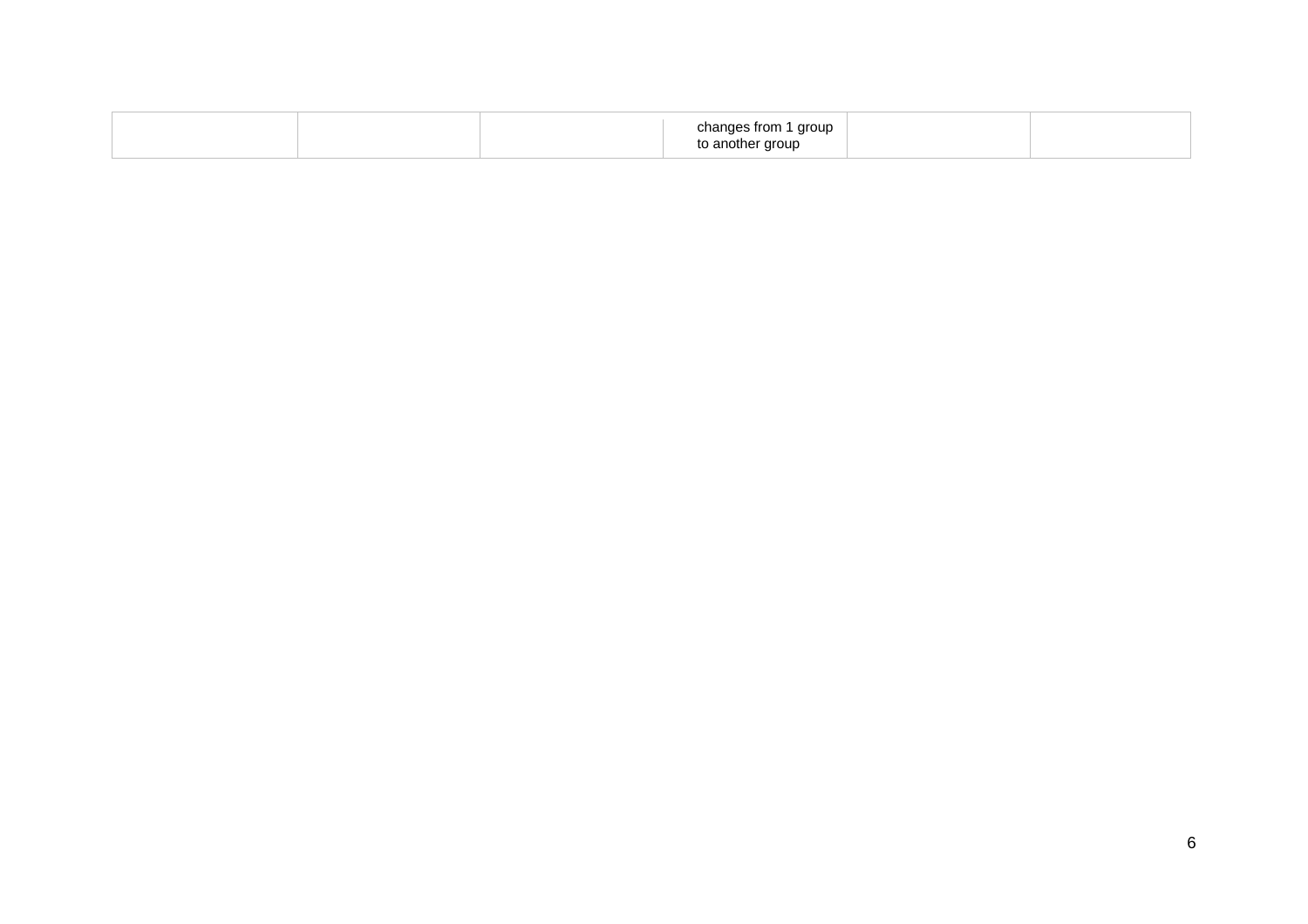| | | | | | |
|---|---|---|---|---|---|
| | | | changes from 1 group to another group | | |